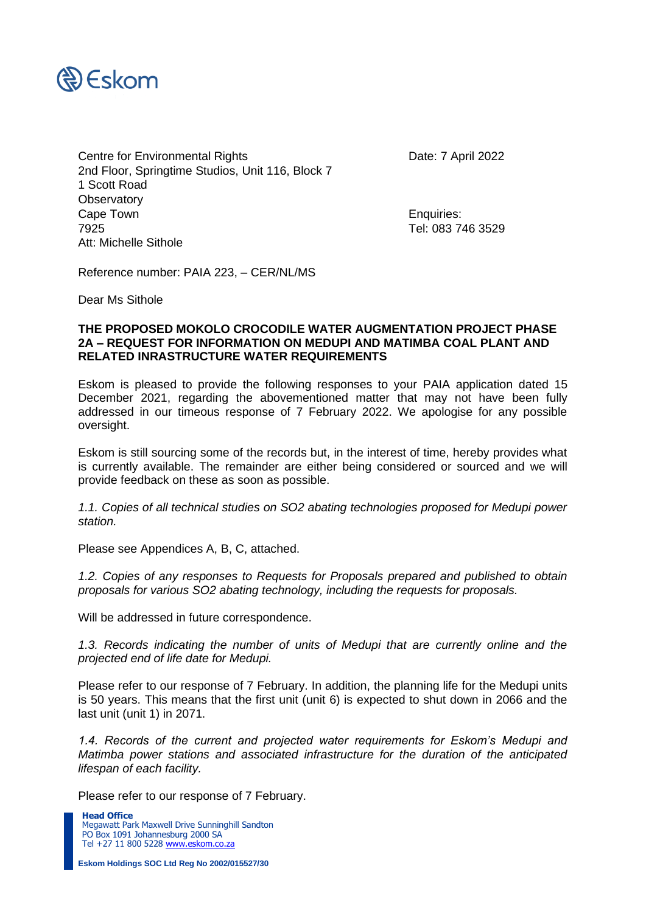Eskom

Centre for Environmental Rights
2nd Floor, Springtime Studios, Unit 116, Block 7
1 Scott Road
Observatory
Cape Town
7925
Att: Michelle Sithole

Date: 7 April 2022

Enquiries:
Tel: 083 746 3529

Reference number: PAIA 223, – CER/NL/MS

Dear Ms Sithole

**THE PROPOSED MOKOLO CROCODILE WATER AUGMENTATION PROJECT PHASE 2A – REQUEST FOR INFORMATION ON MEDUPI AND MATIMBA COAL PLANT AND RELATED INRASTRUCTURE WATER REQUIREMENTS**

Eskom is pleased to provide the following responses to your PAIA application dated 15 December 2021, regarding the abovementioned matter that may not have been fully addressed in our timeous response of 7 February 2022. We apologise for any possible oversight.

Eskom is still sourcing some of the records but, in the interest of time, hereby provides what is currently available. The remainder are either being considered or sourced and we will provide feedback on these as soon as possible.

*1.1. Copies of all technical studies on SO2 abating technologies proposed for Medupi power station.*

Please see Appendices A, B, C, attached.

*1.2. Copies of any responses to Requests for Proposals prepared and published to obtain proposals for various SO2 abating technology, including the requests for proposals.*

Will be addressed in future correspondence.

*1.3. Records indicating the number of units of Medupi that are currently online and the projected end of life date for Medupi.*

Please refer to our response of 7 February. In addition, the planning life for the Medupi units is 50 years. This means that the first unit (unit 6) is expected to shut down in 2066 and the last unit (unit 1) in 2071.

*1.4. Records of the current and projected water requirements for Eskom's Medupi and Matimba power stations and associated infrastructure for the duration of the anticipated lifespan of each facility.*

Please refer to our response of 7 February.

**Head Office**
Megawatt Park Maxwell Drive Sunninghill Sandton
PO Box 1091 Johannesburg 2000 SA
Tel +27 11 800 5228 www.eskom.co.za

**Eskom Holdings SOC Ltd Reg No 2002/015527/30**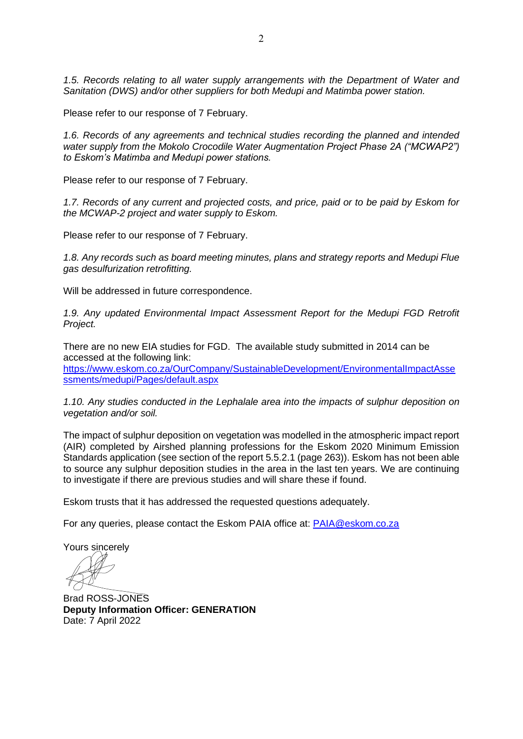*1.5. Records relating to all water supply arrangements with the Department of Water and Sanitation (DWS) and/or other suppliers for both Medupi and Matimba power station.*

Please refer to our response of 7 February.

*1.6. Records of any agreements and technical studies recording the planned and intended water supply from the Mokolo Crocodile Water Augmentation Project Phase 2A ("MCWAP2") to Eskom's Matimba and Medupi power stations.*

Please refer to our response of 7 February.

*1.7. Records of any current and projected costs, and price, paid or to be paid by Eskom for the MCWAP-2 project and water supply to Eskom.*

Please refer to our response of 7 February.

*1.8. Any records such as board meeting minutes, plans and strategy reports and Medupi Flue gas desulfurization retrofitting.*

Will be addressed in future correspondence.

*1.9. Any updated Environmental Impact Assessment Report for the Medupi FGD Retrofit Project.*

There are no new EIA studies for FGD. The available study submitted in 2014 can be accessed at the following link: [https://www.eskom.co.za/OurCompany/SustainableDevelopment/EnvironmentalImpactAssessments/medupi/Pages/default.aspx](https://www.eskom.co.za/OurCompany/SustainableDevelopment/EnvironmentalImpactAssessments/medupi/Pages/default.aspx)

*1.10. Any studies conducted in the Lephalale area into the impacts of sulphur deposition on vegetation and/or soil.*

The impact of sulphur deposition on vegetation was modelled in the atmospheric impact report (AIR) completed by Airshed planning professions for the Eskom 2020 Minimum Emission Standards application (see section of the report 5.5.2.1 (page 263)). Eskom has not been able to source any sulphur deposition studies in the area in the last ten years. We are continuing to investigate if there are previous studies and will share these if found.

Eskom trusts that it has addressed the requested questions adequately.

For any queries, please contact the Eskom PAIA office at: [PAIA@eskom.co.za](mailto:PAIA@eskom.co.za)

Yours sincerely

Brad ROSS-JONES
**Deputy Information Officer: GENERATION**
Date: 7 April 2022